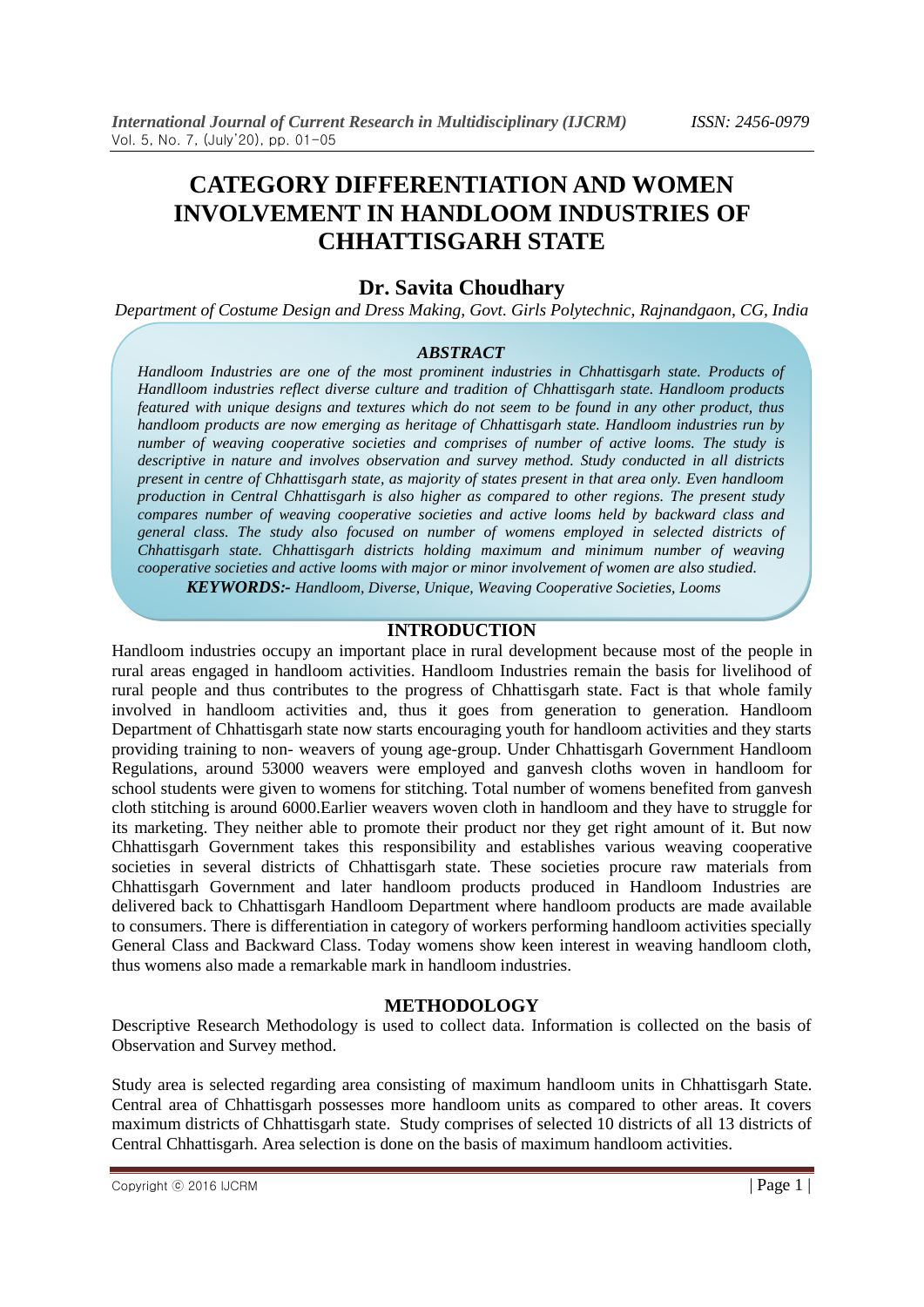# CATEGORY DIFFERENTIATION AND WOMEN INVOLVEMENT IN HANDLOOM INDUSTRIES OF CHHATTISGARH STATE

## Dr. Savita Choudhary

*Department of Costume Design and Dress Making, Govt. Girls Polytechnic, Rajnandgaon, CG, India*

### *ABSTRACT*

*Handloom Industries are one of the most prominent industries in Chhattisgarh state. Products of Handlloom industries reflect diverse culture and tradition of Chhattisgarh state. Handloom products featured with unique designs and textures which do not seem to be found in any other product, thus handloom products are now emerging as heritage of Chhattisgarh state. Handloom industries run by number of weaving cooperative societies and comprises of number of active looms. The study is descriptive in nature and involves observation and survey method. Study conducted in all districts present in centre of Chhattisgarh state, as majority of states present in that area only. Even handloom production in Central Chhattisgarh is also higher as compared to other regions. The present study compares number of weaving cooperative societies and active looms held by backward class and general class. The study also focused on number of womens employed in selected districts of Chhattisgarh state. Chhattisgarh districts holding maximum and minimum number of weaving cooperative societies and active looms with major or minor involvement of women are also studied.*

***KEYWORDS:-*** *Handloom, Diverse, Unique, Weaving Cooperative Societies, Looms*

## INTRODUCTION

Handloom industries occupy an important place in rural development because most of the people in rural areas engaged in handloom activities. Handloom Industries remain the basis for livelihood of rural people and thus contributes to the progress of Chhattisgarh state. Fact is that whole family involved in handloom activities and, thus it goes from generation to generation. Handloom Department of Chhattisgarh state now starts encouraging youth for handloom activities and they starts providing training to non- weavers of young age-group. Under Chhattisgarh Government Handloom Regulations, around 53000 weavers were employed and ganvesh cloths woven in handloom for school students were given to womens for stitching. Total number of womens benefited from ganvesh cloth stitching is around 6000.Earlier weavers woven cloth in handloom and they have to struggle for its marketing. They neither able to promote their product nor they get right amount of it. But now Chhattisgarh Government takes this responsibility and establishes various weaving cooperative societies in several districts of Chhattisgarh state. These societies procure raw materials from Chhattisgarh Government and later handloom products produced in Handloom Industries are delivered back to Chhattisgarh Handloom Department where handloom products are made available to consumers. There is differentiation in category of workers performing handloom activities specially General Class and Backward Class. Today womens show keen interest in weaving handloom cloth, thus womens also made a remarkable mark in handloom industries.

## METHODOLOGY

Descriptive Research Methodology is used to collect data. Information is collected on the basis of Observation and Survey method.

Study area is selected regarding area consisting of maximum handloom units in Chhattisgarh State. Central area of Chhattisgarh possesses more handloom units as compared to other areas. It covers maximum districts of Chhattisgarh state. Study comprises of selected 10 districts of all 13 districts of Central Chhattisgarh. Area selection is done on the basis of maximum handloom activities.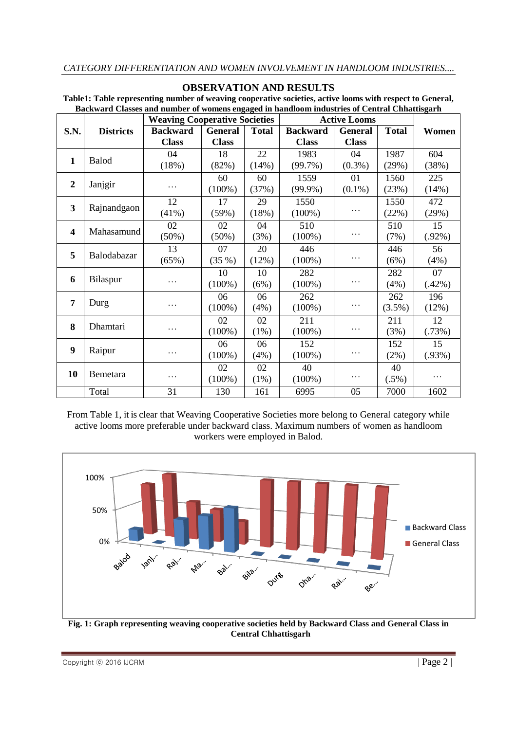## OBSERVATION AND RESULTS

**Table1: Table representing number of weaving cooperative societies, active looms with respect to General, Backward Classes and number of womens engaged in handloom industries of Central Chhattisgarh**

| S.N. | Districts | Weaving Cooperative Societies | | | Active Looms | | | Women |
|---|---|---|---|---|---|---|---|---|
| | | Backward Class | General Class | Total | Backward Class | General Class | Total | |
| **1** | Balod | 04 (18%) | 18 (82%) | 22 (14%) | 1983 (99.7%) | 04 (0.3%) | 1987 (29%) | 604 (38%) |
| **2** | Janjgir | … | 60 (100%) | 60 (37%) | 1559 (99.9%) | 01 (0.1%) | 1560 (23%) | 225 (14%) |
| **3** | Rajnandgaon | 12 (41%) | 17 (59%) | 29 (18%) | 1550 (100%) | … | 1550 (22%) | 472 (29%) |
| **4** | Mahasamund | 02 (50%) | 02 (50%) | 04 (3%) | 510 (100%) | … | 510 (7%) | 15 (.92%) |
| **5** | Balodabazar | 13 (65%) | 07 (35 %) | 20 (12%) | 446 (100%) | … | 446 (6%) | 56 (4%) |
| **6** | Bilaspur | … | 10 (100%) | 10 (6%) | 282 (100%) | … | 282 (4%) | 07 (.42%) |
| **7** | Durg | … | 06 (100%) | 06 (4%) | 262 (100%) | … | 262 (3.5%) | 196 (12%) |
| **8** | Dhamtari | … | 02 (100%) | 02 (1%) | 211 (100%) | … | 211 (3%) | 12 (.73%) |
| **9** | Raipur | … | 06 (100%) | 06 (4%) | 152 (100%) | … | 152 (2%) | 15 (.93%) |
| **10** | Bemetara | … | 02 (100%) | 02 (1%) | 40 (100%) | … | 40 (.5%) | … |
| | Total | 31 | 130 | 161 | 6995 | 05 | 7000 | 1602 |

From Table 1, it is clear that Weaving Cooperative Societies more belong to General category while active looms more preferable under backward class. Maximum numbers of women as handloom workers were employed in Balod.

**Fig. 1: Graph representing weaving cooperative societies held by Backward Class and General Class in Central Chhattisgarh**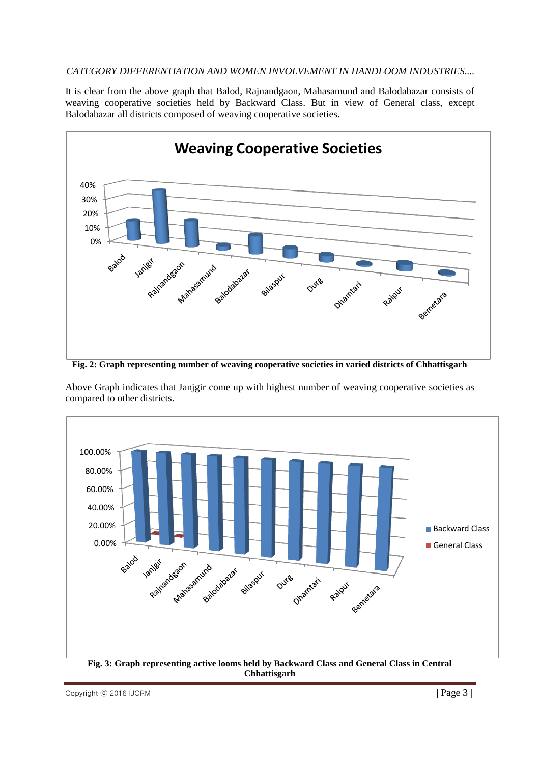It is clear from the above graph that Balod, Rajnandgaon, Mahasamund and Balodabazar consists of weaving cooperative societies held by Backward Class. But in view of General class, except Balodabazar all districts composed of weaving cooperative societies.

**Fig. 2: Graph representing number of weaving cooperative societies in varied districts of Chhattisgarh**

Above Graph indicates that Janjgir come up with highest number of weaving cooperative societies as compared to other districts.

**Fig. 3: Graph representing active looms held by Backward Class and General Class in Central Chhattisgarh**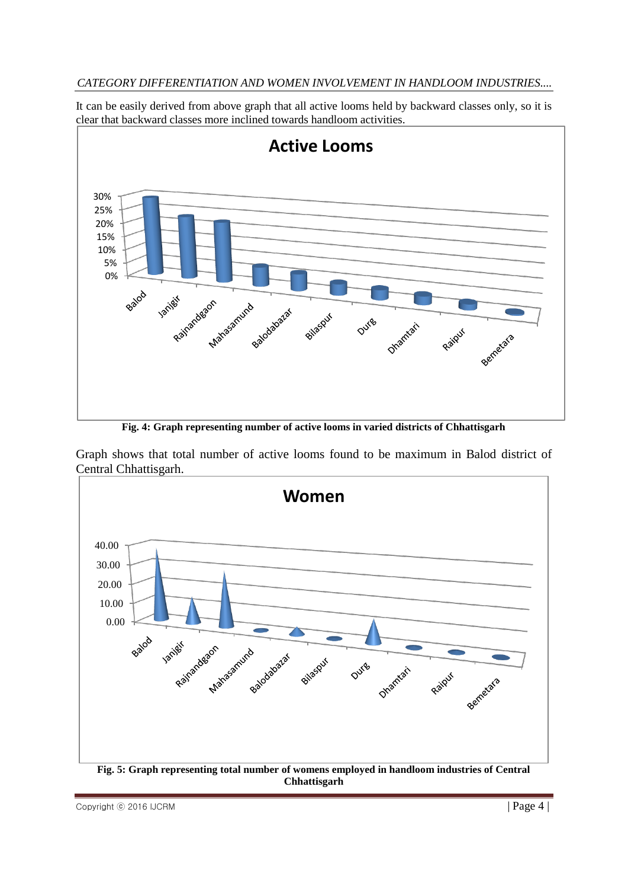It can be easily derived from above graph that all active looms held by backward classes only, so it is clear that backward classes more inclined towards handloom activities.

**Fig. 4: Graph representing number of active looms in varied districts of Chhattisgarh**

Graph shows that total number of active looms found to be maximum in Balod district of Central Chhattisgarh.

**Fig. 5: Graph representing total number of womens employed in handloom industries of Central Chhattisgarh**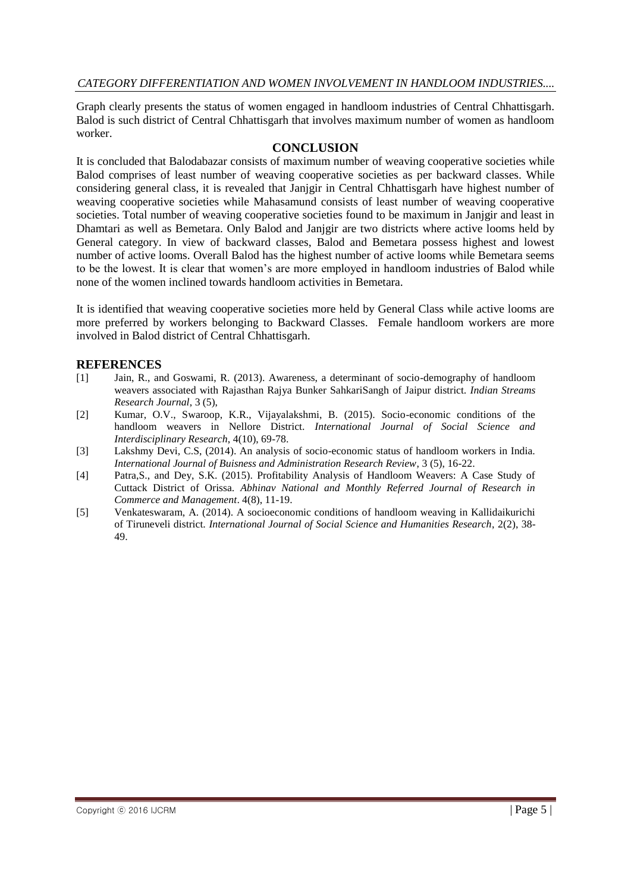Graph clearly presents the status of women engaged in handloom industries of Central Chhattisgarh. Balod is such district of Central Chhattisgarh that involves maximum number of women as handloom worker.

## CONCLUSION

It is concluded that Balodabazar consists of maximum number of weaving cooperative societies while Balod comprises of least number of weaving cooperative societies as per backward classes. While considering general class, it is revealed that Janjgir in Central Chhattisgarh have highest number of weaving cooperative societies while Mahasamund consists of least number of weaving cooperative societies. Total number of weaving cooperative societies found to be maximum in Janjgir and least in Dhamtari as well as Bemetara. Only Balod and Janjgir are two districts where active looms held by General category. In view of backward classes, Balod and Bemetara possess highest and lowest number of active looms. Overall Balod has the highest number of active looms while Bemetara seems to be the lowest. It is clear that women's are more employed in handloom industries of Balod while none of the women inclined towards handloom activities in Bemetara.

It is identified that weaving cooperative societies more held by General Class while active looms are more preferred by workers belonging to Backward Classes. Female handloom workers are more involved in Balod district of Central Chhattisgarh.

## REFERENCES

[1] Jain, R., and Goswami, R. (2013). Awareness, a determinant of socio-demography of handloom weavers associated with Rajasthan Rajya Bunker SahkariSangh of Jaipur district. *Indian Streams Research Journal*, 3 (5),

[2] Kumar, O.V., Swaroop, K.R., Vijayalakshmi, B. (2015). Socio-economic conditions of the handloom weavers in Nellore District. *International Journal of Social Science and Interdisciplinary Research*, 4(10), 69-78.

[3] Lakshmy Devi, C.S, (2014). An analysis of socio-economic status of handloom workers in India. *International Journal of Buisness and Administration Research Review*, 3 (5), 16-22.

[4] Patra,S., and Dey, S.K. (2015). Profitability Analysis of Handloom Weavers: A Case Study of Cuttack District of Orissa. *Abhinav National and Monthly Referred Journal of Research in Commerce and Management*. 4(8), 11-19.

[5] Venkateswaram, A. (2014). A socioeconomic conditions of handloom weaving in Kallidaikurichi of Tiruneveli district. *International Journal of Social Science and Humanities Research*, 2(2), 38-49.